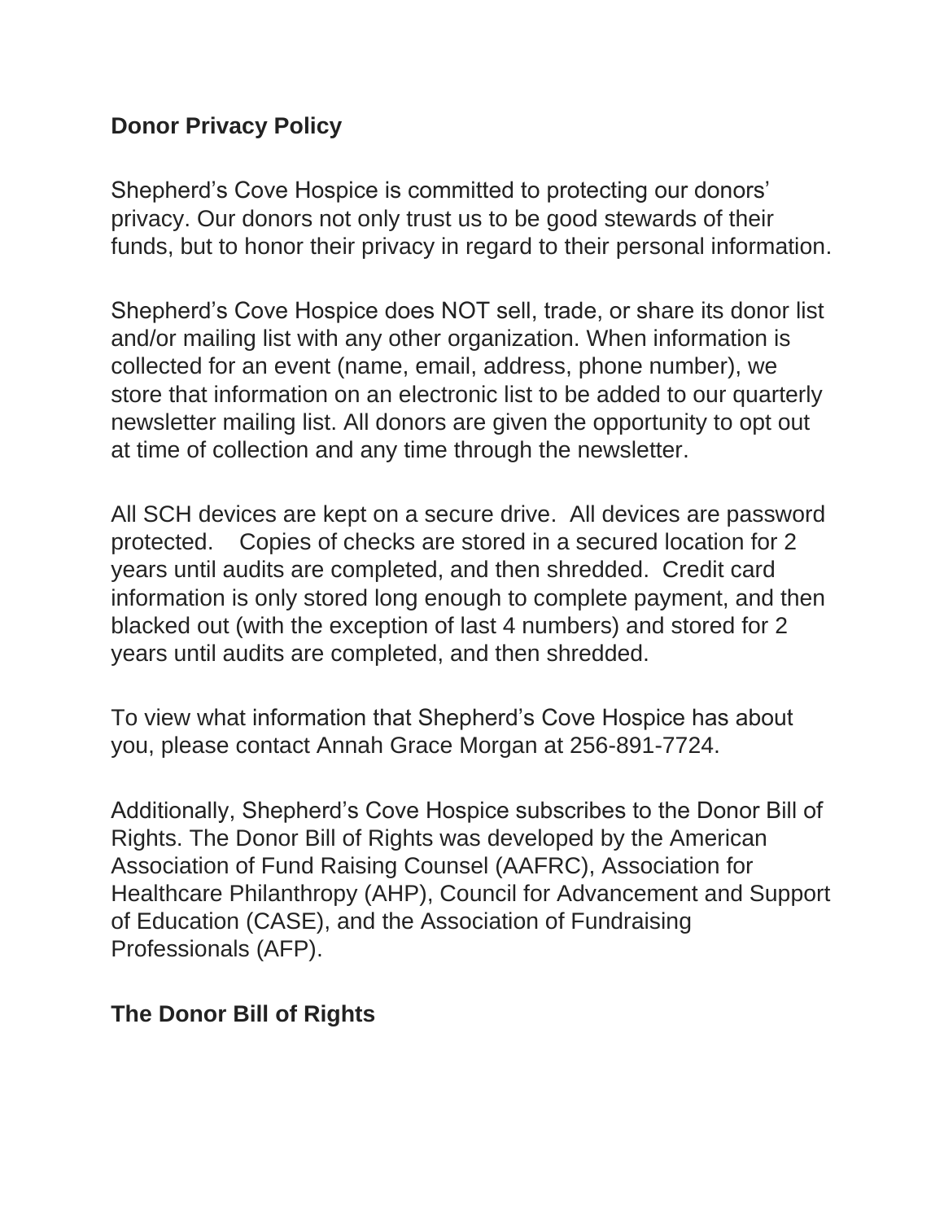## Donor Privacy Policy

Shepherd's Cove Hospice is committed to protecting our donors' privacy. Our donors not only trust us to be good stewards of their funds, but to honor their privacy in regard to their personal information.

Shepherd's Cove Hospice does NOT sell, trade, or share its donor list and/or mailing list with any other organization. When information is collected for an event (name, email, address, phone number), we store that information on an electronic list to be added to our quarterly newsletter mailing list. All donors are given the opportunity to opt out at time of collection and any time through the newsletter.

All SCH devices are kept on a secure drive. All devices are password protected. Copies of checks are stored in a secured location for 2 years until audits are completed, and then shredded. Credit card information is only stored long enough to complete payment, and then blacked out (with the exception of last 4 numbers) and stored for 2 years until audits are completed, and then shredded.

To view what information that Shepherd's Cove Hospice has about you, please contact Annah Grace Morgan at 256-891-7724.

Additionally, Shepherd's Cove Hospice subscribes to the Donor Bill of Rights. The Donor Bill of Rights was developed by the American Association of Fund Raising Counsel (AAFRC), Association for Healthcare Philanthropy (AHP), Council for Advancement and Support of Education (CASE), and the Association of Fundraising Professionals (AFP).

## The Donor Bill of Rights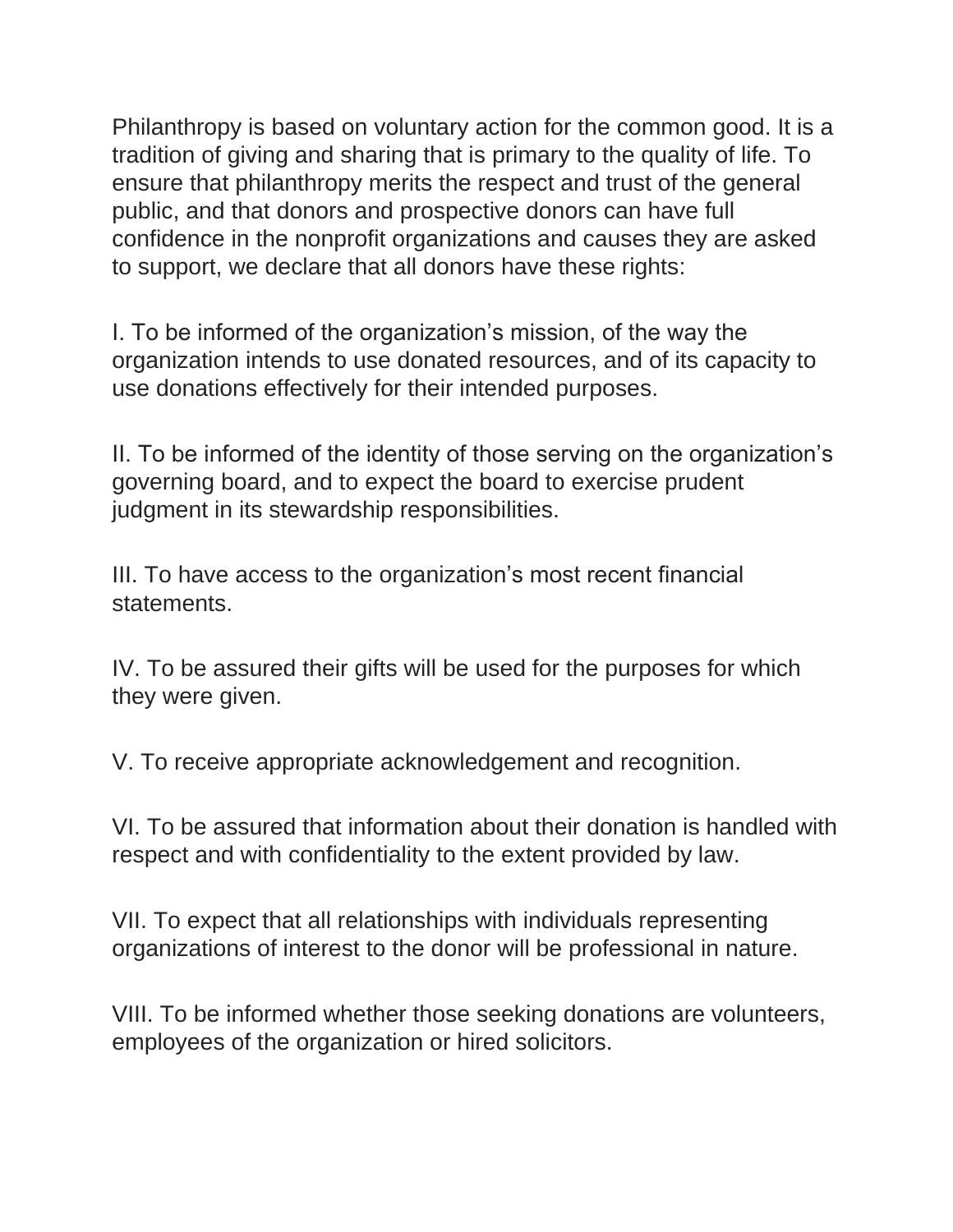Philanthropy is based on voluntary action for the common good. It is a tradition of giving and sharing that is primary to the quality of life. To ensure that philanthropy merits the respect and trust of the general public, and that donors and prospective donors can have full confidence in the nonprofit organizations and causes they are asked to support, we declare that all donors have these rights:

I. To be informed of the organization's mission, of the way the organization intends to use donated resources, and of its capacity to use donations effectively for their intended purposes.

II. To be informed of the identity of those serving on the organization's governing board, and to expect the board to exercise prudent judgment in its stewardship responsibilities.

III. To have access to the organization's most recent financial statements.

IV. To be assured their gifts will be used for the purposes for which they were given.

V. To receive appropriate acknowledgement and recognition.

VI. To be assured that information about their donation is handled with respect and with confidentiality to the extent provided by law.

VII. To expect that all relationships with individuals representing organizations of interest to the donor will be professional in nature.

VIII. To be informed whether those seeking donations are volunteers, employees of the organization or hired solicitors.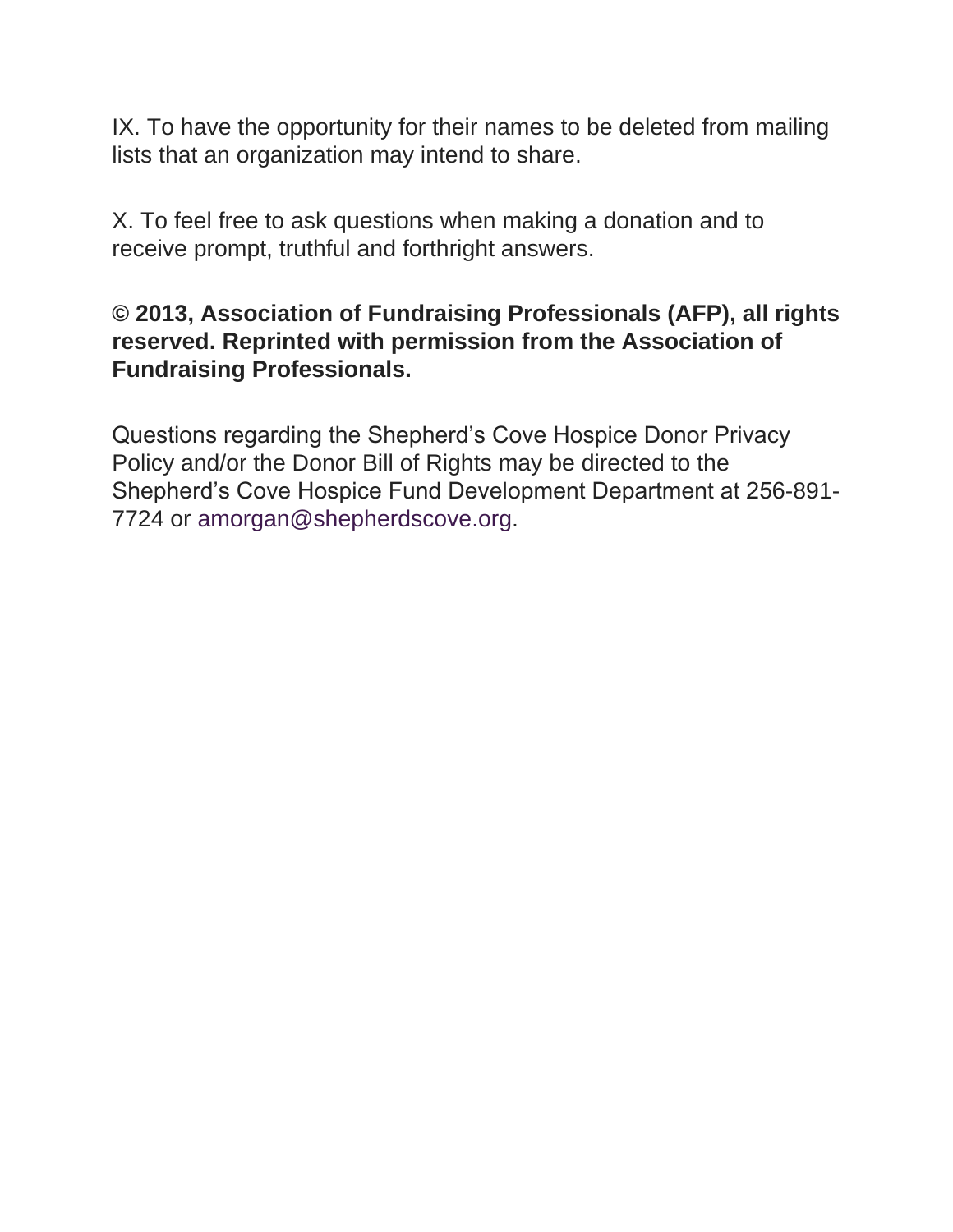IX. To have the opportunity for their names to be deleted from mailing lists that an organization may intend to share.

X. To feel free to ask questions when making a donation and to receive prompt, truthful and forthright answers.

**© 2013, Association of Fundraising Professionals (AFP), all rights reserved. Reprinted with permission from the Association of Fundraising Professionals.**

Questions regarding the Shepherd's Cove Hospice Donor Privacy Policy and/or the Donor Bill of Rights may be directed to the Shepherd's Cove Hospice Fund Development Department at 256-891-7724 or amorgan@shepherdscove.org.